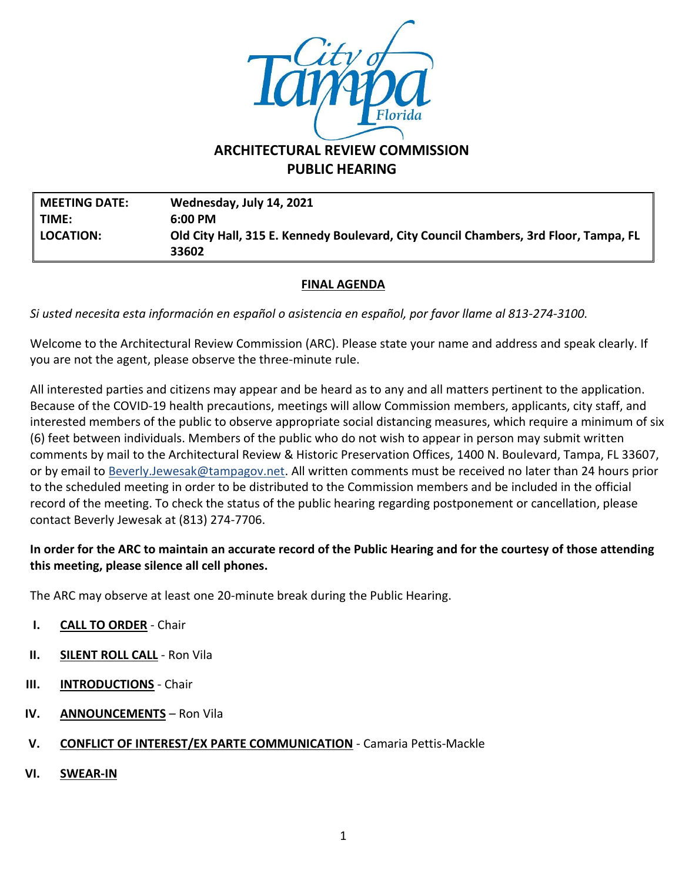# ARCHITECTURAL REVIEW COMMISSION
## PUBLIC HEARING

| | |
|---|---|
| **MEETING DATE:** | **Wednesday, July 14, 2021** |
| **TIME:** | **6:00 PM** |
| **LOCATION:** | **Old City Hall, 315 E. Kennedy Boulevard, City Council Chambers, 3rd Floor, Tampa, FL 33602** |

**FINAL AGENDA**

*Si usted necesita esta información en español o asistencia en español, por favor llame al 813-274-3100.*

Welcome to the Architectural Review Commission (ARC). Please state your name and address and speak clearly. If you are not the agent, please observe the three-minute rule.

All interested parties and citizens may appear and be heard as to any and all matters pertinent to the application. Because of the COVID-19 health precautions, meetings will allow Commission members, applicants, city staff, and interested members of the public to observe appropriate social distancing measures, which require a minimum of six (6) feet between individuals. Members of the public who do not wish to appear in person may submit written comments by mail to the Architectural Review & Historic Preservation Offices, 1400 N. Boulevard, Tampa, FL 33607, or by email to Beverly.Jewesak@tampagov.net. All written comments must be received no later than 24 hours prior to the scheduled meeting in order to be distributed to the Commission members and be included in the official record of the meeting. To check the status of the public hearing regarding postponement or cancellation, please contact Beverly Jewesak at (813) 274-7706.

**In order for the ARC to maintain an accurate record of the Public Hearing and for the courtesy of those attending this meeting, please silence all cell phones.**

The ARC may observe at least one 20-minute break during the Public Hearing.

I. **CALL TO ORDER** - Chair

II. **SILENT ROLL CALL** - Ron Vila

III. **INTRODUCTIONS** - Chair

IV. **ANNOUNCEMENTS** – Ron Vila

V. **CONFLICT OF INTEREST/EX PARTE COMMUNICATION** - Camaria Pettis-Mackle

VI. **SWEAR-IN**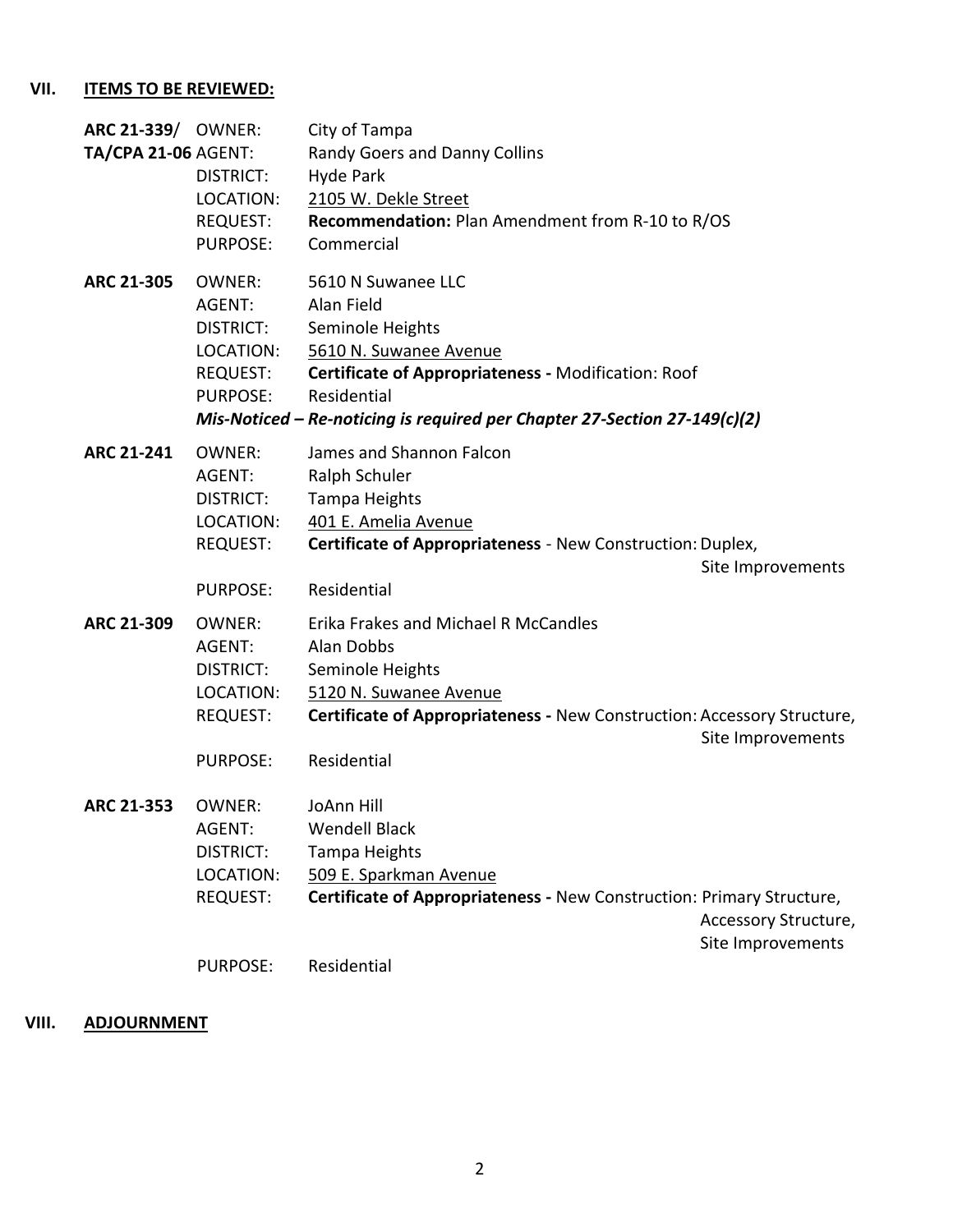## VII. ITEMS TO BE REVIEWED:

**ARC 21-339/ TA/CPA 21-06**

| | |
|---|---|
| OWNER: | City of Tampa |
| AGENT: | Randy Goers and Danny Collins |
| DISTRICT: | Hyde Park |
| LOCATION: | 2105 W. Dekle Street |
| REQUEST: | **Recommendation:** Plan Amendment from R-10 to R/OS |
| PURPOSE: | Commercial |

**ARC 21-305**

| | |
|---|---|
| OWNER: | 5610 N Suwanee LLC |
| AGENT: | Alan Field |
| DISTRICT: | Seminole Heights |
| LOCATION: | 5610 N. Suwanee Avenue |
| REQUEST: | **Certificate of Appropriateness -** Modification: Roof |
| PURPOSE: | Residential |

***Mis-Noticed – Re-noticing is required per Chapter 27-Section 27-149(c)(2)***

**ARC 21-241**

| | |
|---|---|
| OWNER: | James and Shannon Falcon |
| AGENT: | Ralph Schuler |
| DISTRICT: | Tampa Heights |
| LOCATION: | 401 E. Amelia Avenue |
| REQUEST: | **Certificate of Appropriateness** - New Construction: Duplex, Site Improvements |
| PURPOSE: | Residential |

**ARC 21-309**

| | |
|---|---|
| OWNER: | Erika Frakes and Michael R McCandles |
| AGENT: | Alan Dobbs |
| DISTRICT: | Seminole Heights |
| LOCATION: | 5120 N. Suwanee Avenue |
| REQUEST: | **Certificate of Appropriateness -** New Construction: Accessory Structure, Site Improvements |
| PURPOSE: | Residential |

**ARC 21-353**

| | |
|---|---|
| OWNER: | JoAnn Hill |
| AGENT: | Wendell Black |
| DISTRICT: | Tampa Heights |
| LOCATION: | 509 E. Sparkman Avenue |
| REQUEST: | **Certificate of Appropriateness -** New Construction: Primary Structure, Accessory Structure, Site Improvements |
| PURPOSE: | Residential |

## VIII. ADJOURNMENT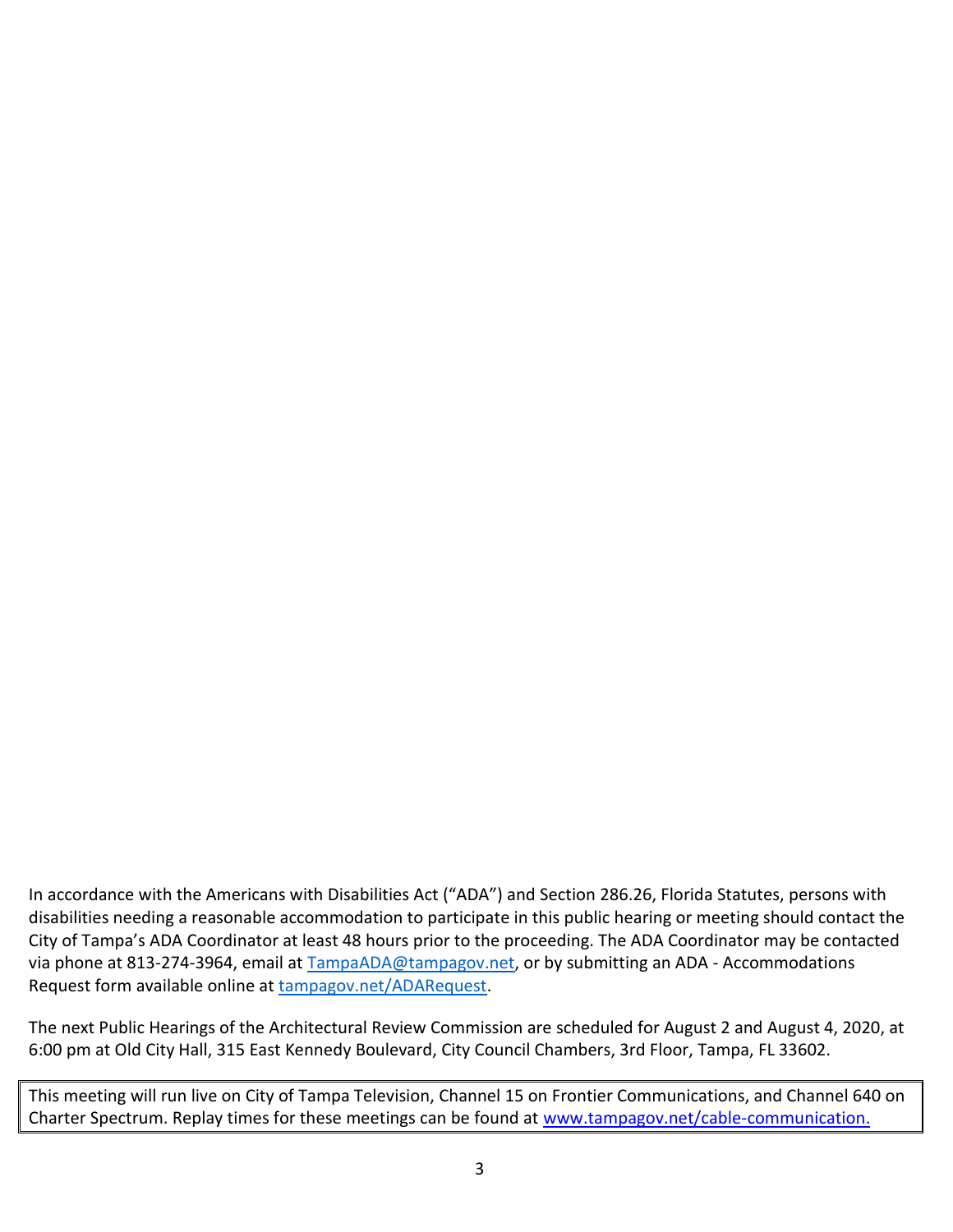In accordance with the Americans with Disabilities Act ("ADA") and Section 286.26, Florida Statutes, persons with disabilities needing a reasonable accommodation to participate in this public hearing or meeting should contact the City of Tampa's ADA Coordinator at least 48 hours prior to the proceeding. The ADA Coordinator may be contacted via phone at 813-274-3964, email at TampaADA@tampagov.net, or by submitting an ADA - Accommodations Request form available online at tampagov.net/ADARequest.

The next Public Hearings of the Architectural Review Commission are scheduled for August 2 and August 4, 2020, at 6:00 pm at Old City Hall, 315 East Kennedy Boulevard, City Council Chambers, 3rd Floor, Tampa, FL 33602.

This meeting will run live on City of Tampa Television, Channel 15 on Frontier Communications, and Channel 640 on Charter Spectrum. Replay times for these meetings can be found at www.tampagov.net/cable-communication.